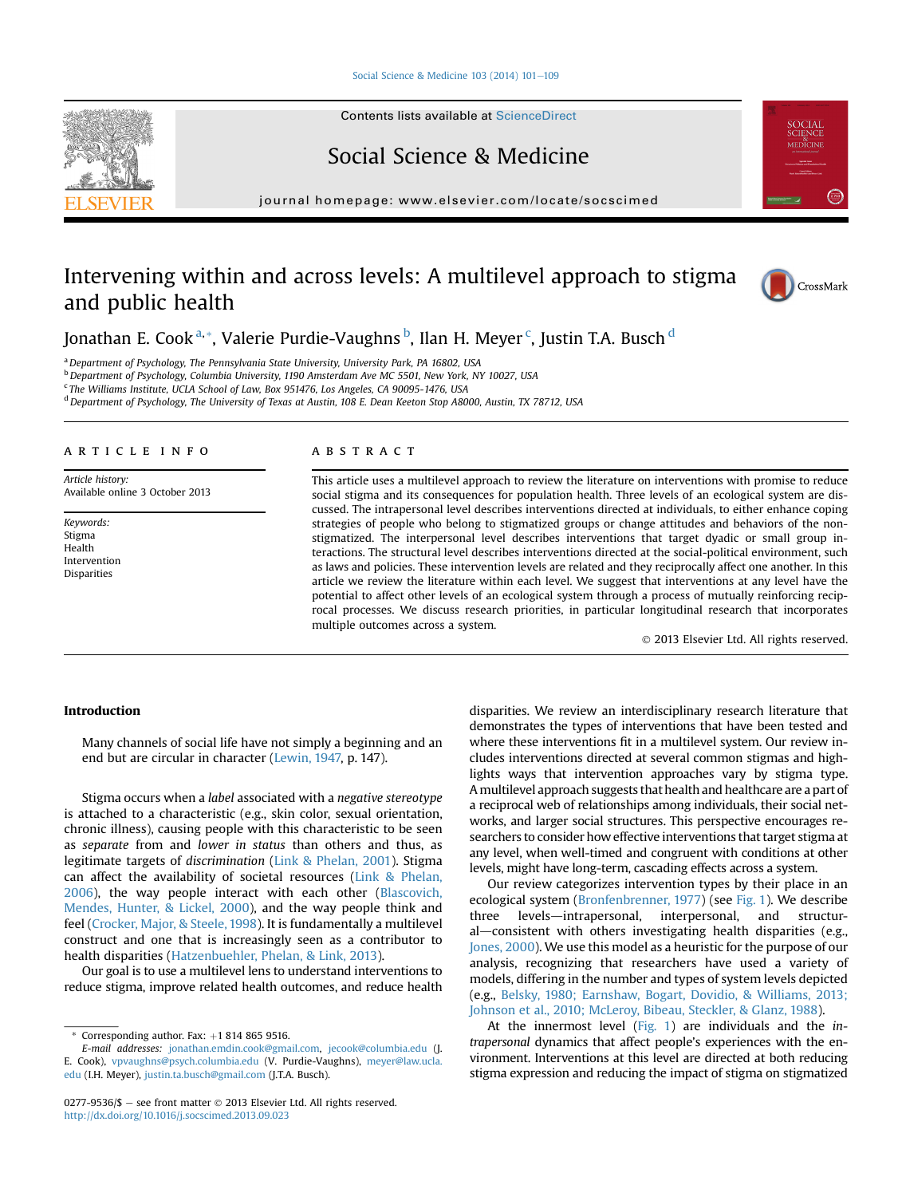# Intervening within and across levels: A multilevel approach to stigma and public health

Jonathan E. Cook [a,*], Valerie Purdie-Vaughns [b], Ilan H. Meyer [c], Justin T.A. Busch [d]

[a] Department of Psychology, The Pennsylvania State University, University Park, PA 16802, USA
[b] Department of Psychology, Columbia University, 1190 Amsterdam Ave MC 5501, New York, NY 10027, USA
[c] The Williams Institute, UCLA School of Law, Box 951476, Los Angeles, CA 90095-1476, USA
[d] Department of Psychology, The University of Texas at Austin, 108 E. Dean Keeton Stop A8000, Austin, TX 78712, USA

## ARTICLE INFO

*Article history:*
Available online 3 October 2013

*Keywords:*
Stigma
Health
Intervention
Disparities

## ABSTRACT

This article uses a multilevel approach to review the literature on interventions with promise to reduce social stigma and its consequences for population health. Three levels of an ecological system are discussed. The intrapersonal level describes interventions directed at individuals, to either enhance coping strategies of people who belong to stigmatized groups or change attitudes and behaviors of the non-stigmatized. The interpersonal level describes interventions that target dyadic or small group interactions. The structural level describes interventions directed at the social-political environment, such as laws and policies. These intervention levels are related and they reciprocally affect one another. In this article we review the literature within each level. We suggest that interventions at any level have the potential to affect other levels of an ecological system through a process of mutually reinforcing reciprocal processes. We discuss research priorities, in particular longitudinal research that incorporates multiple outcomes across a system.

© 2013 Elsevier Ltd. All rights reserved.

## Introduction

> Many channels of social life have not simply a beginning and an end but are circular in character (Lewin, 1947, p. 147).

Stigma occurs when a *label* associated with a *negative stereotype* is attached to a characteristic (e.g., skin color, sexual orientation, chronic illness), causing people with this characteristic to be seen as *separate* from and *lower in status* than others and thus, as legitimate targets of *discrimination* (Link & Phelan, 2001). Stigma can affect the availability of societal resources (Link & Phelan, 2006), the way people interact with each other (Blascovich, Mendes, Hunter, & Lickel, 2000), and the way people think and feel (Crocker, Major, & Steele, 1998). It is fundamentally a multilevel construct and one that is increasingly seen as a contributor to health disparities (Hatzenbuehler, Phelan, & Link, 2013).

Our goal is to use a multilevel lens to understand interventions to reduce stigma, improve related health outcomes, and reduce health disparities. We review an interdisciplinary research literature that demonstrates the types of interventions that have been tested and where these interventions fit in a multilevel system. Our review includes interventions directed at several common stigmas and highlights ways that intervention approaches vary by stigma type. A multilevel approach suggests that health and healthcare are a part of a reciprocal web of relationships among individuals, their social networks, and larger social structures. This perspective encourages researchers to consider how effective interventions that target stigma at any level, when well-timed and congruent with conditions at other levels, might have long-term, cascading effects across a system.

Our review categorizes intervention types by their place in an ecological system (Bronfenbrenner, 1977) (see Fig. 1). We describe three levels—intrapersonal, interpersonal, and structural—consistent with others investigating health disparities (e.g., Jones, 2000). We use this model as a heuristic for the purpose of our analysis, recognizing that researchers have used a variety of models, differing in the number and types of system levels depicted (e.g., Belsky, 1980; Earnshaw, Bogart, Dovidio, & Williams, 2013; Johnson et al., 2010; McLeroy, Bibeau, Steckler, & Glanz, 1988).

At the innermost level (Fig. 1) are individuals and the *intrapersonal* dynamics that affect people's experiences with the environment. Interventions at this level are directed at both reducing stigma expression and reducing the impact of stigma on stigmatized

---

\* Corresponding author. Fax: +1 814 865 9516.
*E-mail addresses:* jonathan.emdin.cook@gmail.com, jecook@columbia.edu (J. E. Cook), vpvaughns@psych.columbia.edu (V. Purdie-Vaughns), meyer@law.ucla.edu (I.H. Meyer), justin.ta.busch@gmail.com (J.T.A. Busch).

0277-9536/$ – see front matter © 2013 Elsevier Ltd. All rights reserved.
http://dx.doi.org/10.1016/j.socscimed.2013.09.023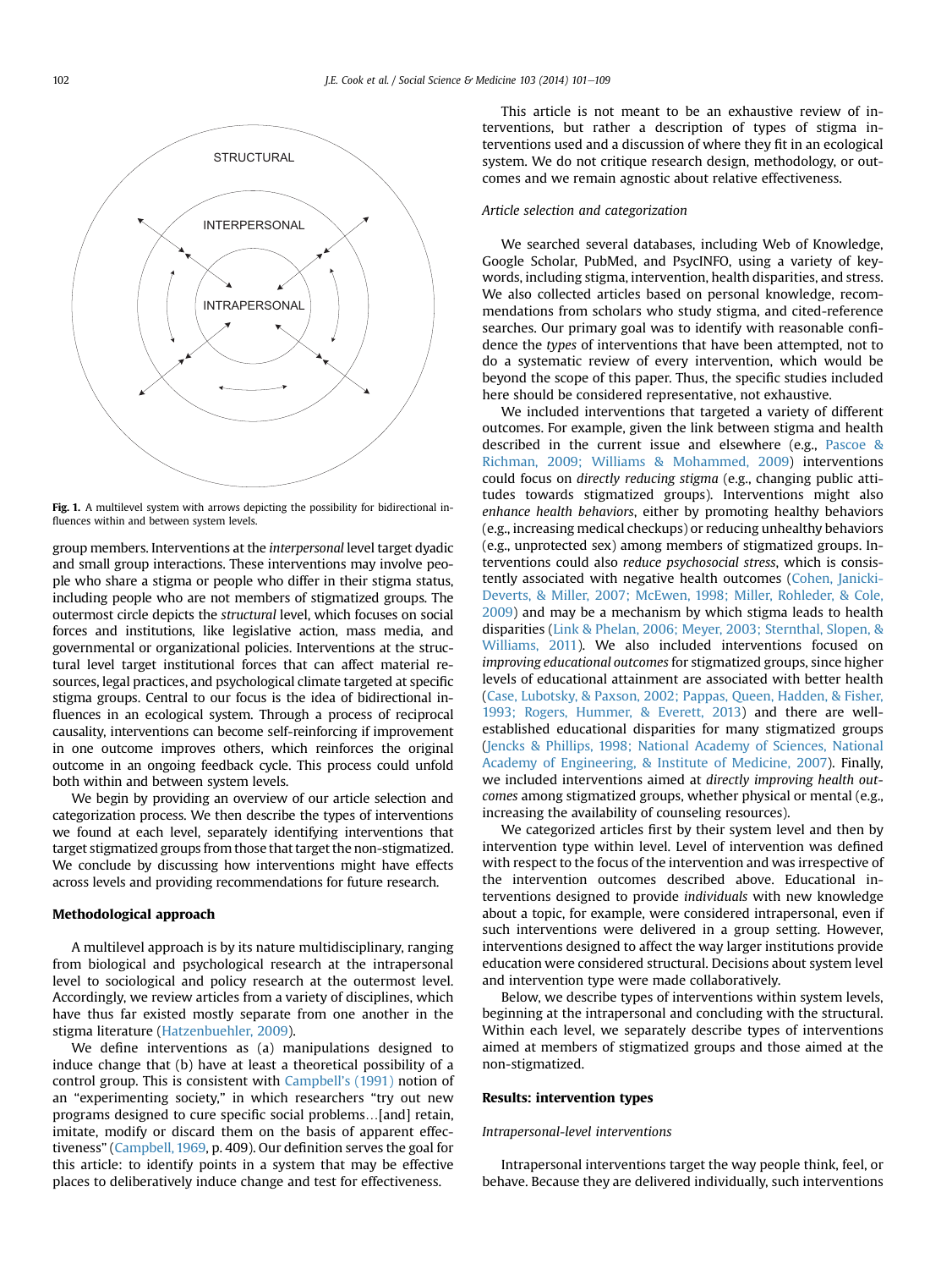Fig. 1. A multilevel system with arrows depicting the possibility for bidirectional influences within and between system levels.

group members. Interventions at the *interpersonal* level target dyadic and small group interactions. These interventions may involve people who share a stigma or people who differ in their stigma status, including people who are not members of stigmatized groups. The outermost circle depicts the *structural* level, which focuses on social forces and institutions, like legislative action, mass media, and governmental or organizational policies. Interventions at the structural level target institutional forces that can affect material resources, legal practices, and psychological climate targeted at specific stigma groups. Central to our focus is the idea of bidirectional influences in an ecological system. Through a process of reciprocal causality, interventions can become self-reinforcing if improvement in one outcome improves others, which reinforces the original outcome in an ongoing feedback cycle. This process could unfold both within and between system levels.

We begin by providing an overview of our article selection and categorization process. We then describe the types of interventions we found at each level, separately identifying interventions that target stigmatized groups from those that target the non-stigmatized. We conclude by discussing how interventions might have effects across levels and providing recommendations for future research.

## Methodological approach

A multilevel approach is by its nature multidisciplinary, ranging from biological and psychological research at the intrapersonal level to sociological and policy research at the outermost level. Accordingly, we review articles from a variety of disciplines, which have thus far existed mostly separate from one another in the stigma literature (Hatzenbuehler, 2009).

We define interventions as (a) manipulations designed to induce change that (b) have at least a theoretical possibility of a control group. This is consistent with Campbell's (1991) notion of an "experimenting society," in which researchers "try out new programs designed to cure specific social problems…[and] retain, imitate, modify or discard them on the basis of apparent effectiveness" (Campbell, 1969, p. 409). Our definition serves the goal for this article: to identify points in a system that may be effective places to deliberatively induce change and test for effectiveness.

This article is not meant to be an exhaustive review of interventions, but rather a description of types of stigma interventions used and a discussion of where they fit in an ecological system. We do not critique research design, methodology, or outcomes and we remain agnostic about relative effectiveness.

### *Article selection and categorization*

We searched several databases, including Web of Knowledge, Google Scholar, PubMed, and PsycINFO, using a variety of keywords, including stigma, intervention, health disparities, and stress. We also collected articles based on personal knowledge, recommendations from scholars who study stigma, and cited-reference searches. Our primary goal was to identify with reasonable confidence the *types* of interventions that have been attempted, not to do a systematic review of every intervention, which would be beyond the scope of this paper. Thus, the specific studies included here should be considered representative, not exhaustive.

We included interventions that targeted a variety of different outcomes. For example, given the link between stigma and health described in the current issue and elsewhere (e.g., Pascoe & Richman, 2009; Williams & Mohammed, 2009) interventions could focus on *directly reducing stigma* (e.g., changing public attitudes towards stigmatized groups). Interventions might also *enhance health behaviors*, either by promoting healthy behaviors (e.g., increasing medical checkups) or reducing unhealthy behaviors (e.g., unprotected sex) among members of stigmatized groups. Interventions could also *reduce psychosocial stress*, which is consistently associated with negative health outcomes (Cohen, Janicki-Deverts, & Miller, 2007; McEwen, 1998; Miller, Rohleder, & Cole, 2009) and may be a mechanism by which stigma leads to health disparities (Link & Phelan, 2006; Meyer, 2003; Sternthal, Slopen, & Williams, 2011). We also included interventions focused on *improving educational outcomes* for stigmatized groups, since higher levels of educational attainment are associated with better health (Case, Lubotsky, & Paxson, 2002; Pappas, Queen, Hadden, & Fisher, 1993; Rogers, Hummer, & Everett, 2013) and there are well-established educational disparities for many stigmatized groups (Jencks & Phillips, 1998; National Academy of Sciences, National Academy of Engineering, & Institute of Medicine, 2007). Finally, we included interventions aimed at *directly improving health outcomes* among stigmatized groups, whether physical or mental (e.g., increasing the availability of counseling resources).

We categorized articles first by their system level and then by intervention type within level. Level of intervention was defined with respect to the focus of the intervention and was irrespective of the intervention outcomes described above. Educational interventions designed to provide *individuals* with new knowledge about a topic, for example, were considered intrapersonal, even if such interventions were delivered in a group setting. However, interventions designed to affect the way larger institutions provide education were considered structural. Decisions about system level and intervention type were made collaboratively.

Below, we describe types of interventions within system levels, beginning at the intrapersonal and concluding with the structural. Within each level, we separately describe types of interventions aimed at members of stigmatized groups and those aimed at the non-stigmatized.

## Results: intervention types

### *Intrapersonal-level interventions*

Intrapersonal interventions target the way people think, feel, or behave. Because they are delivered individually, such interventions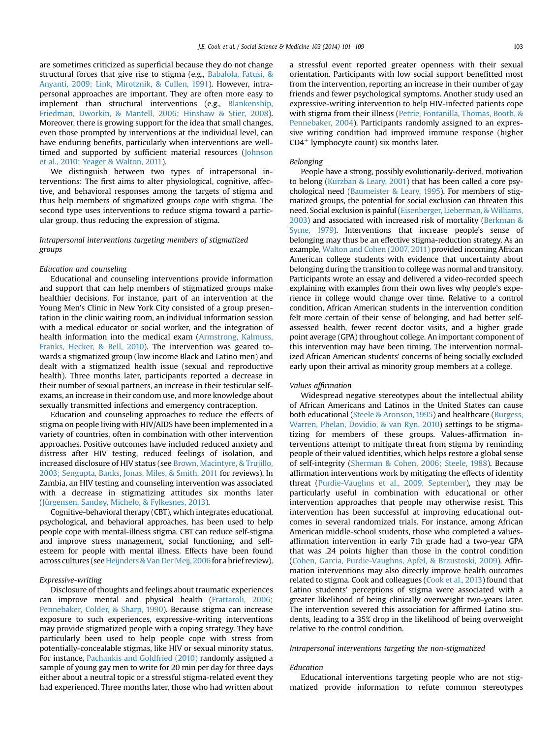are sometimes criticized as superficial because they do not change structural forces that give rise to stigma (e.g., Babalola, Fatusi, & Anyanti, 2009; Link, Mirotznik, & Cullen, 1991). However, intrapersonal approaches are important. They are often more easy to implement than structural interventions (e.g., Blankenship, Friedman, Dworkin, & Mantell, 2006; Hinshaw & Stier, 2008). Moreover, there is growing support for the idea that small changes, even those prompted by interventions at the individual level, can have enduring benefits, particularly when interventions are well-timed and supported by sufficient material resources (Johnson et al., 2010; Yeager & Walton, 2011).

We distinguish between two types of intrapersonal interventions: The first aims to alter physiological, cognitive, affective, and behavioral responses among the targets of stigma and thus help members of stigmatized groups *cope* with stigma. The second type uses interventions to reduce stigma toward a particular group, thus reducing the expression of stigma.

### *Intrapersonal interventions targeting members of stigmatized groups*

#### *Education and counseling*

Educational and counseling interventions provide information and support that can help members of stigmatized groups make healthier decisions. For instance, part of an intervention at the Young Men's Clinic in New York City consisted of a group presentation in the clinic waiting room, an individual information session with a medical educator or social worker, and the integration of health information into the medical exam (Armstrong, Kalmuss, Franks, Hecker, & Bell, 2010). The intervention was geared towards a stigmatized group (low income Black and Latino men) and dealt with a stigmatized health issue (sexual and reproductive health). Three months later, participants reported a decrease in their number of sexual partners, an increase in their testicular self-exams, an increase in their condom use, and more knowledge about sexually transmitted infections and emergency contraception.

Education and counseling approaches to reduce the effects of stigma on people living with HIV/AIDS have been implemented in a variety of countries, often in combination with other intervention approaches. Positive outcomes have included reduced anxiety and distress after HIV testing, reduced feelings of isolation, and increased disclosure of HIV status (see Brown, Macintyre, & Trujillo, 2003; Sengupta, Banks, Jonas, Miles, & Smith, 2011 for reviews). In Zambia, an HIV testing and counseling intervention was associated with a decrease in stigmatizing attitudes six months later (Jürgensen, Sandøy, Michelo, & Fylkesnes, 2013).

Cognitive-behavioral therapy (CBT), which integrates educational, psychological, and behavioral approaches, has been used to help people cope with mental-illness stigma. CBT can reduce self-stigma and improve stress management, social functioning, and self-esteem for people with mental illness. Effects have been found across cultures (see Heijnders & Van Der Meij, 2006 for a brief review).

#### *Expressive-writing*

Disclosure of thoughts and feelings about traumatic experiences can improve mental and physical health (Frattaroli, 2006; Pennebaker, Colder, & Sharp, 1990). Because stigma can increase exposure to such experiences, expressive-writing interventions may provide stigmatized people with a coping strategy. They have particularly been used to help people cope with stress from potentially-concealable stigmas, like HIV or sexual minority status. For instance, Pachankis and Goldfried (2010) randomly assigned a sample of young gay men to write for 20 min per day for three days either about a neutral topic or a stressful stigma-related event they had experienced. Three months later, those who had written about a stressful event reported greater openness with their sexual orientation. Participants with low social support benefitted most from the intervention, reporting an increase in their number of gay friends and fewer psychological symptoms. Another study used an expressive-writing intervention to help HIV-infected patients cope with stigma from their illness (Petrie, Fontanilla, Thomas, Booth, & Pennebaker, 2004). Participants randomly assigned to an expressive writing condition had improved immune response (higher $CD4^{+}$ lymphocyte count) six months later.

#### *Belonging*

People have a strong, possibly evolutionarily-derived, motivation to belong (Kurzban & Leary, 2001) that has been called a core psychological need (Baumeister & Leary, 1995). For members of stigmatized groups, the potential for social exclusion can threaten this need. Social exclusion is painful (Eisenberger, Lieberman, & Williams, 2003) and associated with increased risk of mortality (Berkman & Syme, 1979). Interventions that increase people's sense of belonging may thus be an effective stigma-reduction strategy. As an example, Walton and Cohen (2007, 2011) provided incoming African American college students with evidence that uncertainty about belonging during the transition to college was normal and transitory. Participants wrote an essay and delivered a video-recorded speech explaining with examples from their own lives why people's experience in college would change over time. Relative to a control condition, African American students in the intervention condition felt more certain of their sense of belonging, and had better self-assessed health, fewer recent doctor visits, and a higher grade point average (GPA) throughout college. An important component of this intervention may have been timing. The intervention normalized African American students' concerns of being socially excluded early upon their arrival as minority group members at a college.

#### *Values affirmation*

Widespread negative stereotypes about the intellectual ability of African Americans and Latinos in the United States can cause both educational (Steele & Aronson, 1995) and healthcare (Burgess, Warren, Phelan, Dovidio, & van Ryn, 2010) settings to be stigmatizing for members of these groups. Values-affirmation interventions attempt to mitigate threat from stigma by reminding people of their valued identities, which helps restore a global sense of self-integrity (Sherman & Cohen, 2006; Steele, 1988). Because affirmation interventions work by mitigating the effects of identity threat (Purdie-Vaughns et al., 2009, September), they may be particularly useful in combination with educational or other intervention approaches that people may otherwise resist. This intervention has been successful at improving educational outcomes in several randomized trials. For instance, among African American middle-school students, those who completed a values-affirmation intervention in early 7th grade had a two-year GPA that was .24 points higher than those in the control condition (Cohen, Garcia, Purdie-Vaughns, Apfel, & Brzustoski, 2009). Affirmation interventions may also directly improve health outcomes related to stigma. Cook and colleagues (Cook et al., 2013) found that Latino students' perceptions of stigma were associated with a greater likelihood of being clinically overweight two-years later. The intervention severed this association for affirmed Latino students, leading to a 35% drop in the likelihood of being overweight relative to the control condition.

### *Intrapersonal interventions targeting the non-stigmatized*

#### *Education*

Educational interventions targeting people who are not stigmatized provide information to refute common stereotypes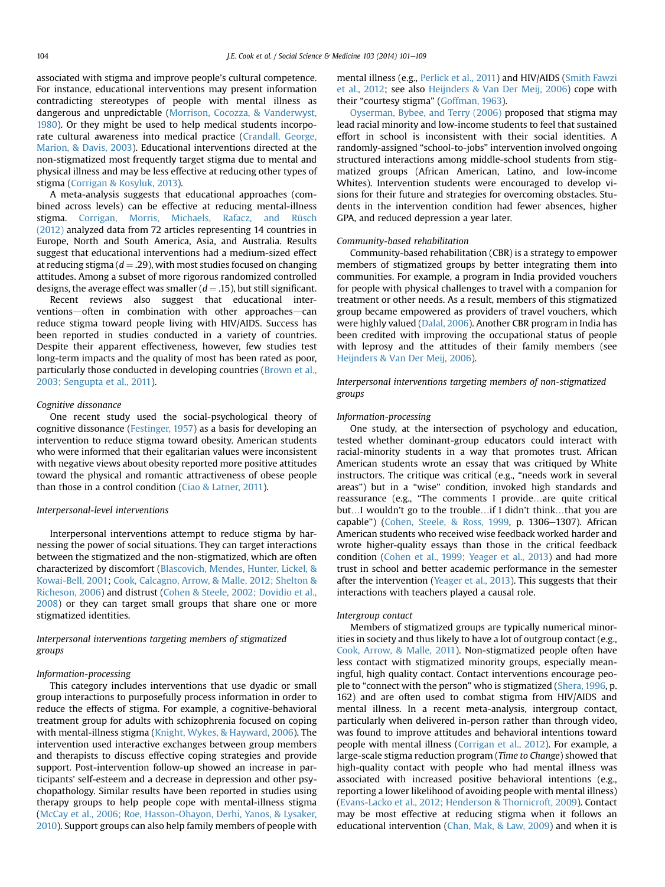associated with stigma and improve people's cultural competence. For instance, educational interventions may present information contradicting stereotypes of people with mental illness as dangerous and unpredictable (Morrison, Cocozza, & Vanderwyst, 1980). Or they might be used to help medical students incorporate cultural awareness into medical practice (Crandall, George, Marion, & Davis, 2003). Educational interventions directed at the non-stigmatized most frequently target stigma due to mental and physical illness and may be less effective at reducing other types of stigma (Corrigan & Kosyluk, 2013).

A meta-analysis suggests that educational approaches (combined across levels) can be effective at reducing mental-illness stigma. Corrigan, Morris, Michaels, Rafacz, and Rüsch (2012) analyzed data from 72 articles representing 14 countries in Europe, North and South America, Asia, and Australia. Results suggest that educational interventions had a medium-sized effect at reducing stigma ($d = .29$), with most studies focused on changing attitudes. Among a subset of more rigorous randomized controlled designs, the average effect was smaller ($d = .15$), but still significant.

Recent reviews also suggest that educational interventions—often in combination with other approaches—can reduce stigma toward people living with HIV/AIDS. Success has been reported in studies conducted in a variety of countries. Despite their apparent effectiveness, however, few studies test long-term impacts and the quality of most has been rated as poor, particularly those conducted in developing countries (Brown et al., 2003; Sengupta et al., 2011).

*Cognitive dissonance*

One recent study used the social-psychological theory of cognitive dissonance (Festinger, 1957) as a basis for developing an intervention to reduce stigma toward obesity. American students who were informed that their egalitarian values were inconsistent with negative views about obesity reported more positive attitudes toward the physical and romantic attractiveness of obese people than those in a control condition (Ciao & Latner, 2011).

*Interpersonal-level interventions*

Interpersonal interventions attempt to reduce stigma by harnessing the power of social situations. They can target interactions between the stigmatized and the non-stigmatized, which are often characterized by discomfort (Blascovich, Mendes, Hunter, Lickel, & Kowai-Bell, 2001; Cook, Calcagno, Arrow, & Malle, 2012; Shelton & Richeson, 2006) and distrust (Cohen & Steele, 2002; Dovidio et al., 2008) or they can target small groups that share one or more stigmatized identities.

*Interpersonal interventions targeting members of stigmatized groups*

*Information-processing*

This category includes interventions that use dyadic or small group interactions to purposefully process information in order to reduce the effects of stigma. For example, a cognitive-behavioral treatment group for adults with schizophrenia focused on coping with mental-illness stigma (Knight, Wykes, & Hayward, 2006). The intervention used interactive exchanges between group members and therapists to discuss effective coping strategies and provide support. Post-intervention follow-up showed an increase in participants' self-esteem and a decrease in depression and other psychopathology. Similar results have been reported in studies using therapy groups to help people cope with mental-illness stigma (McCay et al., 2006; Roe, Hasson-Ohayon, Derhi, Yanos, & Lysaker, 2010). Support groups can also help family members of people with mental illness (e.g., Perlick et al., 2011) and HIV/AIDS (Smith Fawzi et al., 2012; see also Heijnders & Van Der Meij, 2006) cope with their "courtesy stigma" (Goffman, 1963).

Oyserman, Bybee, and Terry (2006) proposed that stigma may lead racial minority and low-income students to feel that sustained effort in school is inconsistent with their social identities. A randomly-assigned "school-to-jobs" intervention involved ongoing structured interactions among middle-school students from stigmatized groups (African American, Latino, and low-income Whites). Intervention students were encouraged to develop visions for their future and strategies for overcoming obstacles. Students in the intervention condition had fewer absences, higher GPA, and reduced depression a year later.

*Community-based rehabilitation*

Community-based rehabilitation (CBR) is a strategy to empower members of stigmatized groups by better integrating them into communities. For example, a program in India provided vouchers for people with physical challenges to travel with a companion for treatment or other needs. As a result, members of this stigmatized group became empowered as providers of travel vouchers, which were highly valued (Dalal, 2006). Another CBR program in India has been credited with improving the occupational status of people with leprosy and the attitudes of their family members (see Heijnders & Van Der Meij, 2006).

*Interpersonal interventions targeting members of non-stigmatized groups*

*Information-processing*

One study, at the intersection of psychology and education, tested whether dominant-group educators could interact with racial-minority students in a way that promotes trust. African American students wrote an essay that was critiqued by White instructors. The critique was critical (e.g., "needs work in several areas") but in a "wise" condition, invoked high standards and reassurance (e.g., "The comments I provide…are quite critical but…I wouldn't go to the trouble…if I didn't think…that you are capable") (Cohen, Steele, & Ross, 1999, p. 1306–1307). African American students who received wise feedback worked harder and wrote higher-quality essays than those in the critical feedback condition (Cohen et al., 1999; Yeager et al., 2013) and had more trust in school and better academic performance in the semester after the intervention (Yeager et al., 2013). This suggests that their interactions with teachers played a causal role.

*Intergroup contact*

Members of stigmatized groups are typically numerical minorities in society and thus likely to have a lot of outgroup contact (e.g., Cook, Arrow, & Malle, 2011). Non-stigmatized people often have less contact with stigmatized minority groups, especially meaningful, high quality contact. Contact interventions encourage people to "connect with the person" who is stigmatized (Shera, 1996, p. 162) and are often used to combat stigma from HIV/AIDS and mental illness. In a recent meta-analysis, intergroup contact, particularly when delivered in-person rather than through video, was found to improve attitudes and behavioral intentions toward people with mental illness (Corrigan et al., 2012). For example, a large-scale stigma reduction program (*Time to Change*) showed that high-quality contact with people who had mental illness was associated with increased positive behavioral intentions (e.g., reporting a lower likelihood of avoiding people with mental illness) (Evans-Lacko et al., 2012; Henderson & Thornicroft, 2009). Contact may be most effective at reducing stigma when it follows an educational intervention (Chan, Mak, & Law, 2009) and when it is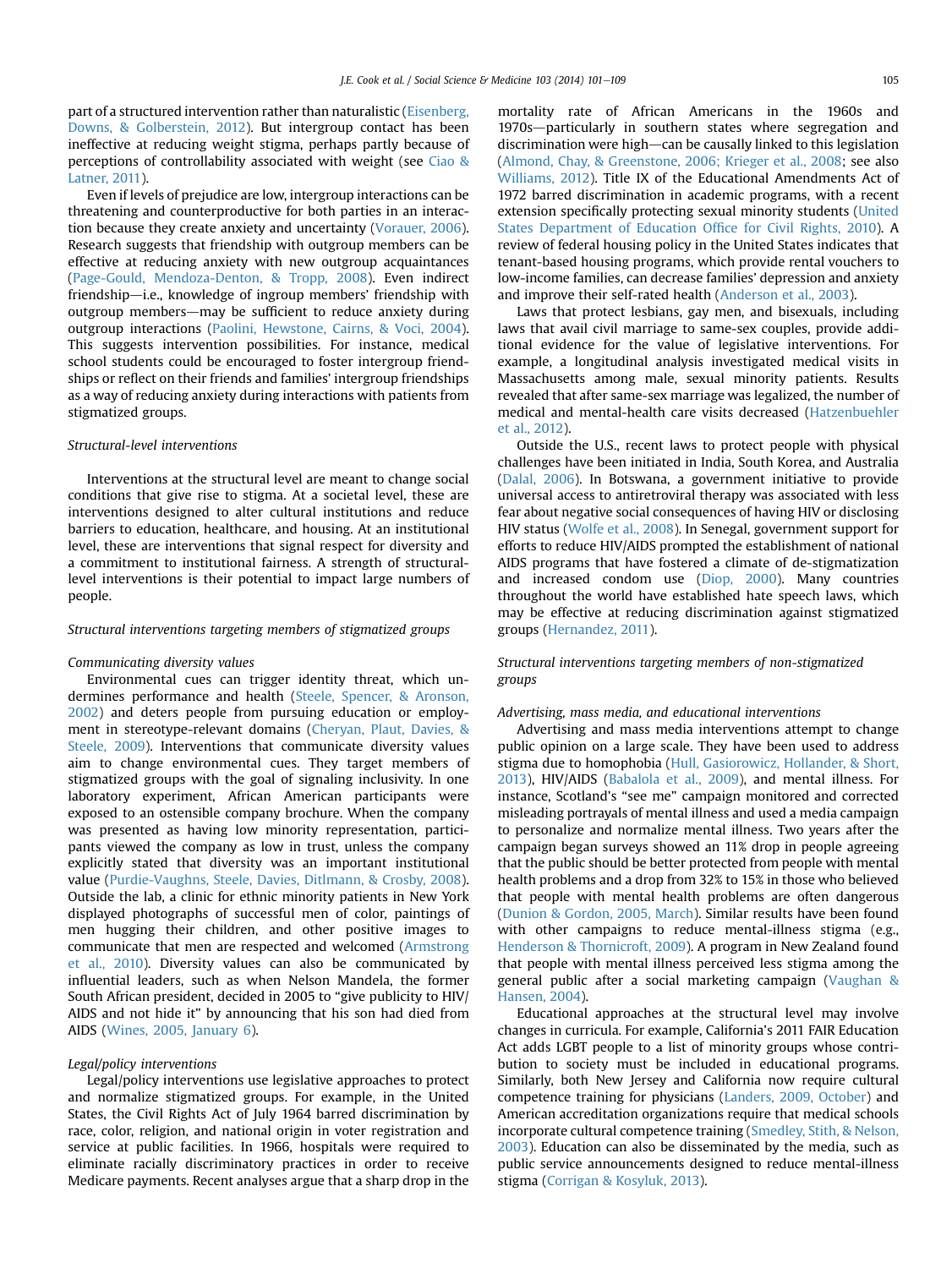part of a structured intervention rather than naturalistic (Eisenberg, Downs, & Golberstein, 2012). But intergroup contact has been ineffective at reducing weight stigma, perhaps partly because of perceptions of controllability associated with weight (see Ciao & Latner, 2011).

Even if levels of prejudice are low, intergroup interactions can be threatening and counterproductive for both parties in an interaction because they create anxiety and uncertainty (Vorauer, 2006). Research suggests that friendship with outgroup members can be effective at reducing anxiety with new outgroup acquaintances (Page-Gould, Mendoza-Denton, & Tropp, 2008). Even indirect friendship—i.e., knowledge of ingroup members' friendship with outgroup members—may be sufficient to reduce anxiety during outgroup interactions (Paolini, Hewstone, Cairns, & Voci, 2004). This suggests intervention possibilities. For instance, medical school students could be encouraged to foster intergroup friendships or reflect on their friends and families' intergroup friendships as a way of reducing anxiety during interactions with patients from stigmatized groups.

### *Structural-level interventions*

Interventions at the structural level are meant to change social conditions that give rise to stigma. At a societal level, these are interventions designed to alter cultural institutions and reduce barriers to education, healthcare, and housing. At an institutional level, these are interventions that signal respect for diversity and a commitment to institutional fairness. A strength of structural-level interventions is their potential to impact large numbers of people.

### *Structural interventions targeting members of stigmatized groups*

#### *Communicating diversity values*

Environmental cues can trigger identity threat, which undermines performance and health (Steele, Spencer, & Aronson, 2002) and deters people from pursuing education or employment in stereotype-relevant domains (Cheryan, Plaut, Davies, & Steele, 2009). Interventions that communicate diversity values aim to change environmental cues. They target members of stigmatized groups with the goal of signaling inclusivity. In one laboratory experiment, African American participants were exposed to an ostensible company brochure. When the company was presented as having low minority representation, participants viewed the company as low in trust, unless the company explicitly stated that diversity was an important institutional value (Purdie-Vaughns, Steele, Davies, Ditlmann, & Crosby, 2008). Outside the lab, a clinic for ethnic minority patients in New York displayed photographs of successful men of color, paintings of men hugging their children, and other positive images to communicate that men are respected and welcomed (Armstrong et al., 2010). Diversity values can also be communicated by influential leaders, such as when Nelson Mandela, the former South African president, decided in 2005 to "give publicity to HIV/AIDS and not hide it" by announcing that his son had died from AIDS (Wines, 2005, January 6).

#### *Legal/policy interventions*

Legal/policy interventions use legislative approaches to protect and normalize stigmatized groups. For example, in the United States, the Civil Rights Act of July 1964 barred discrimination by race, color, religion, and national origin in voter registration and service at public facilities. In 1966, hospitals were required to eliminate racially discriminatory practices in order to receive Medicare payments. Recent analyses argue that a sharp drop in the mortality rate of African Americans in the 1960s and 1970s—particularly in southern states where segregation and discrimination were high—can be causally linked to this legislation (Almond, Chay, & Greenstone, 2006; Krieger et al., 2008; see also Williams, 2012). Title IX of the Educational Amendments Act of 1972 barred discrimination in academic programs, with a recent extension specifically protecting sexual minority students (United States Department of Education Office for Civil Rights, 2010). A review of federal housing policy in the United States indicates that tenant-based housing programs, which provide rental vouchers to low-income families, can decrease families' depression and anxiety and improve their self-rated health (Anderson et al., 2003).

Laws that protect lesbians, gay men, and bisexuals, including laws that avail civil marriage to same-sex couples, provide additional evidence for the value of legislative interventions. For example, a longitudinal analysis investigated medical visits in Massachusetts among male, sexual minority patients. Results revealed that after same-sex marriage was legalized, the number of medical and mental-health care visits decreased (Hatzenbuehler et al., 2012).

Outside the U.S., recent laws to protect people with physical challenges have been initiated in India, South Korea, and Australia (Dalal, 2006). In Botswana, a government initiative to provide universal access to antiretroviral therapy was associated with less fear about negative social consequences of having HIV or disclosing HIV status (Wolfe et al., 2008). In Senegal, government support for efforts to reduce HIV/AIDS prompted the establishment of national AIDS programs that have fostered a climate of de-stigmatization and increased condom use (Diop, 2000). Many countries throughout the world have established hate speech laws, which may be effective at reducing discrimination against stigmatized groups (Hernandez, 2011).

### *Structural interventions targeting members of non-stigmatized groups*

#### *Advertising, mass media, and educational interventions*

Advertising and mass media interventions attempt to change public opinion on a large scale. They have been used to address stigma due to homophobia (Hull, Gasiorowicz, Hollander, & Short, 2013), HIV/AIDS (Babalola et al., 2009), and mental illness. For instance, Scotland's "see me" campaign monitored and corrected misleading portrayals of mental illness and used a media campaign to personalize and normalize mental illness. Two years after the campaign began surveys showed an 11% drop in people agreeing that the public should be better protected from people with mental health problems and a drop from 32% to 15% in those who believed that people with mental health problems are often dangerous (Dunion & Gordon, 2005, March). Similar results have been found with other campaigns to reduce mental-illness stigma (e.g., Henderson & Thornicroft, 2009). A program in New Zealand found that people with mental illness perceived less stigma among the general public after a social marketing campaign (Vaughan & Hansen, 2004).

Educational approaches at the structural level may involve changes in curricula. For example, California's 2011 FAIR Education Act adds LGBT people to a list of minority groups whose contribution to society must be included in educational programs. Similarly, both New Jersey and California now require cultural competence training for physicians (Landers, 2009, October) and American accreditation organizations require that medical schools incorporate cultural competence training (Smedley, Stith, & Nelson, 2003). Education can also be disseminated by the media, such as public service announcements designed to reduce mental-illness stigma (Corrigan & Kosyluk, 2013).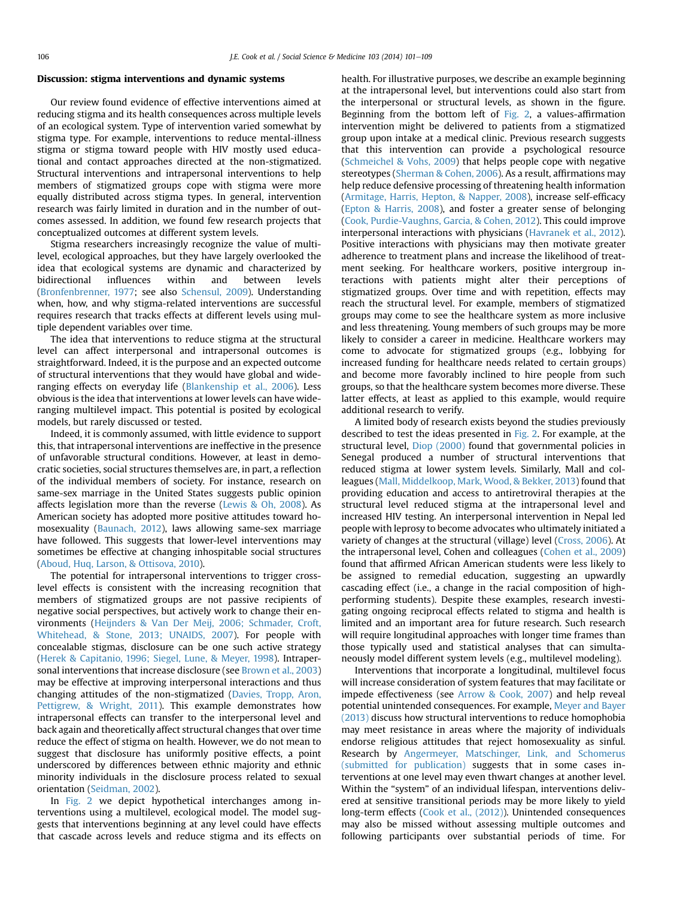## Discussion: stigma interventions and dynamic systems

Our review found evidence of effective interventions aimed at reducing stigma and its health consequences across multiple levels of an ecological system. Type of intervention varied somewhat by stigma type. For example, interventions to reduce mental-illness stigma or stigma toward people with HIV mostly used educational and contact approaches directed at the non-stigmatized. Structural interventions and intrapersonal interventions to help members of stigmatized groups cope with stigma were more equally distributed across stigma types. In general, intervention research was fairly limited in duration and in the number of outcomes assessed. In addition, we found few research projects that conceptualized outcomes at different system levels.

Stigma researchers increasingly recognize the value of multilevel, ecological approaches, but they have largely overlooked the idea that ecological systems are dynamic and characterized by bidirectional influences within and between levels (Bronfenbrenner, 1977; see also Schensul, 2009). Understanding when, how, and why stigma-related interventions are successful requires research that tracks effects at different levels using multiple dependent variables over time.

The idea that interventions to reduce stigma at the structural level can affect interpersonal and intrapersonal outcomes is straightforward. Indeed, it is the purpose and an expected outcome of structural interventions that they would have global and wide-ranging effects on everyday life (Blankenship et al., 2006). Less obvious is the idea that interventions at lower levels can have wide-ranging multilevel impact. This potential is posited by ecological models, but rarely discussed or tested.

Indeed, it is commonly assumed, with little evidence to support this, that intrapersonal interventions are ineffective in the presence of unfavorable structural conditions. However, at least in democratic societies, social structures themselves are, in part, a reflection of the individual members of society. For instance, research on same-sex marriage in the United States suggests public opinion affects legislation more than the reverse (Lewis & Oh, 2008). As American society has adopted more positive attitudes toward homosexuality (Baunach, 2012), laws allowing same-sex marriage have followed. This suggests that lower-level interventions may sometimes be effective at changing inhospitable social structures (Aboud, Huq, Larson, & Ottisova, 2010).

The potential for intrapersonal interventions to trigger cross-level effects is consistent with the increasing recognition that members of stigmatized groups are not passive recipients of negative social perspectives, but actively work to change their environments (Heijnders & Van Der Meij, 2006; Schmader, Croft, Whitehead, & Stone, 2013; UNAIDS, 2007). For people with concealable stigmas, disclosure can be one such active strategy (Herek & Capitanio, 1996; Siegel, Lune, & Meyer, 1998). Intrapersonal interventions that increase disclosure (see Brown et al., 2003) may be effective at improving interpersonal interactions and thus changing attitudes of the non-stigmatized (Davies, Tropp, Aron, Pettigrew, & Wright, 2011). This example demonstrates how intrapersonal effects can transfer to the interpersonal level and back again and theoretically affect structural changes that over time reduce the effect of stigma on health. However, we do not mean to suggest that disclosure has uniformly positive effects, a point underscored by differences between ethnic majority and ethnic minority individuals in the disclosure process related to sexual orientation (Seidman, 2002).

In Fig. 2 we depict hypothetical interchanges among interventions using a multilevel, ecological model. The model suggests that interventions beginning at any level could have effects that cascade across levels and reduce stigma and its effects on health. For illustrative purposes, we describe an example beginning at the intrapersonal level, but interventions could also start from the interpersonal or structural levels, as shown in the figure. Beginning from the bottom left of Fig. 2, a values-affirmation intervention might be delivered to patients from a stigmatized group upon intake at a medical clinic. Previous research suggests that this intervention can provide a psychological resource (Schmeichel & Vohs, 2009) that helps people cope with negative stereotypes (Sherman & Cohen, 2006). As a result, affirmations may help reduce defensive processing of threatening health information (Armitage, Harris, Hepton, & Napper, 2008), increase self-efficacy (Epton & Harris, 2008), and foster a greater sense of belonging (Cook, Purdie-Vaughns, Garcia, & Cohen, 2012). This could improve interpersonal interactions with physicians (Havranek et al., 2012). Positive interactions with physicians may then motivate greater adherence to treatment plans and increase the likelihood of treatment seeking. For healthcare workers, positive intergroup interactions with patients might alter their perceptions of stigmatized groups. Over time and with repetition, effects may reach the structural level. For example, members of stigmatized groups may come to see the healthcare system as more inclusive and less threatening. Young members of such groups may be more likely to consider a career in medicine. Healthcare workers may come to advocate for stigmatized groups (e.g., lobbying for increased funding for healthcare needs related to certain groups) and become more favorably inclined to hire people from such groups, so that the healthcare system becomes more diverse. These latter effects, at least as applied to this example, would require additional research to verify.

A limited body of research exists beyond the studies previously described to test the ideas presented in Fig. 2. For example, at the structural level, Diop (2000) found that governmental policies in Senegal produced a number of structural interventions that reduced stigma at lower system levels. Similarly, Mall and colleagues (Mall, Middelkoop, Mark, Wood, & Bekker, 2013) found that providing education and access to antiretroviral therapies at the structural level reduced stigma at the intrapersonal level and increased HIV testing. An interpersonal intervention in Nepal led people with leprosy to become advocates who ultimately initiated a variety of changes at the structural (village) level (Cross, 2006). At the intrapersonal level, Cohen and colleagues (Cohen et al., 2009) found that affirmed African American students were less likely to be assigned to remedial education, suggesting an upwardly cascading effect (i.e., a change in the racial composition of high-performing students). Despite these examples, research investigating ongoing reciprocal effects related to stigma and health is limited and an important area for future research. Such research will require longitudinal approaches with longer time frames than those typically used and statistical analyses that can simultaneously model different system levels (e.g., multilevel modeling).

Interventions that incorporate a longitudinal, multilevel focus will increase consideration of system features that may facilitate or impede effectiveness (see Arrow & Cook, 2007) and help reveal potential unintended consequences. For example, Meyer and Bayer (2013) discuss how structural interventions to reduce homophobia may meet resistance in areas where the majority of individuals endorse religious attitudes that reject homosexuality as sinful. Research by Angermeyer, Matschinger, Link, and Schomerus (submitted for publication) suggests that in some cases interventions at one level may even thwart changes at another level. Within the "system" of an individual lifespan, interventions delivered at sensitive transitional periods may be more likely to yield long-term effects (Cook et al., (2012)). Unintended consequences may also be missed without assessing multiple outcomes and following participants over substantial periods of time. For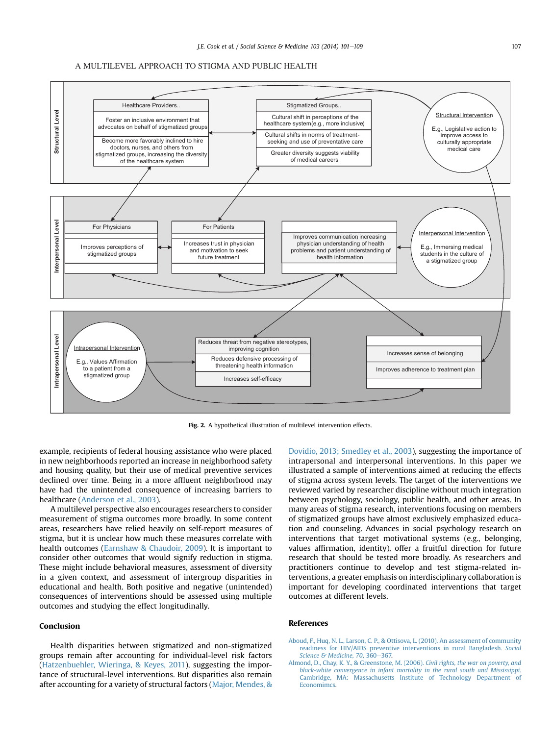A MULTILEVEL APPROACH TO STIGMA AND PUBLIC HEALTH

**Structural Level**

Healthcare Providers..
- Foster an inclusive environment that advocates on behalf of stigmatized groups
- Become more favorably inclined to hire doctors, nurses, and others from stigmatized groups, increasing the diversity of the healthcare system

Stigmatized Groups..
- Cultural shift in perceptions of the healthcare system(e.g., more inclusive)
- Cultural shifts in norms of treatment-seeking and use of preventative care
- Greater diversity suggests viability of medical careers

Structural Intervention
E.g., Legislative action to improve access to culturally appropriate medical care

**Interpersonal Level**

For Physicians
- Improves perceptions of stigmatized groups

For Patients
- Increases trust in physician and motivation to seek future treatment

Improves communication increasing physician understanding of health problems and patient understanding of health information

Interpersonal Intervention
E.g., Immersing medical students in the culture of a stigmatized group

**Intrapersonal Level**

Intrapersonal Intervention
E.g., Values Affirmation to a patient from a stigmatized group

- Reduces threat from negative stereotypes, improving cognition
- Reduces defensive processing of threatening health information
- Increases self-efficacy

- Increases sense of belonging
- Improves adherence to treatment plan

**Fig. 2.** A hypothetical illustration of multilevel intervention effects.

example, recipients of federal housing assistance who were placed in new neighborhoods reported an increase in neighborhood safety and housing quality, but their use of medical preventive services declined over time. Being in a more affluent neighborhood may have had the unintended consequence of increasing barriers to healthcare (Anderson et al., 2003).

A multilevel perspective also encourages researchers to consider measurement of stigma outcomes more broadly. In some content areas, researchers have relied heavily on self-report measures of stigma, but it is unclear how much these measures correlate with health outcomes (Earnshaw & Chaudoir, 2009). It is important to consider other outcomes that would signify reduction in stigma. These might include behavioral measures, assessment of diversity in a given context, and assessment of intergroup disparities in educational and health. Both positive and negative (unintended) consequences of interventions should be assessed using multiple outcomes and studying the effect longitudinally.

## Conclusion

Health disparities between stigmatized and non-stigmatized groups remain after accounting for individual-level risk factors (Hatzenbuehler, Wieringa, & Keyes, 2011), suggesting the importance of structural-level interventions. But disparities also remain after accounting for a variety of structural factors (Major, Mendes, & Dovidio, 2013; Smedley et al., 2003), suggesting the importance of intrapersonal and interpersonal interventions. In this paper we illustrated a sample of interventions aimed at reducing the effects of stigma across system levels. The target of the interventions we reviewed varied by researcher discipline without much integration between psychology, sociology, public health, and other areas. In many areas of stigma research, interventions focusing on members of stigmatized groups have almost exclusively emphasized education and counseling. Advances in social psychology research on interventions that target motivational systems (e.g., belonging, values affirmation, identity), offer a fruitful direction for future research that should be tested more broadly. As researchers and practitioners continue to develop and test stigma-related interventions, a greater emphasis on interdisciplinary collaboration is important for developing coordinated interventions that target outcomes at different levels.

## References

Aboud, F., Huq, N. L., Larson, C. P., & Ottisova, L. (2010). An assessment of community readiness for HIV/AIDS preventive interventions in rural Bangladesh. *Social Science & Medicine, 70*, 360–367.

Almond, D., Chay, K. Y., & Greenstone, M. (2006). *Civil rights, the war on poverty, and black-white convergence in infant mortality in the rural south and Mississippi*. Cambridge, MA: Massachusetts Institute of Technology Department of Economimcs.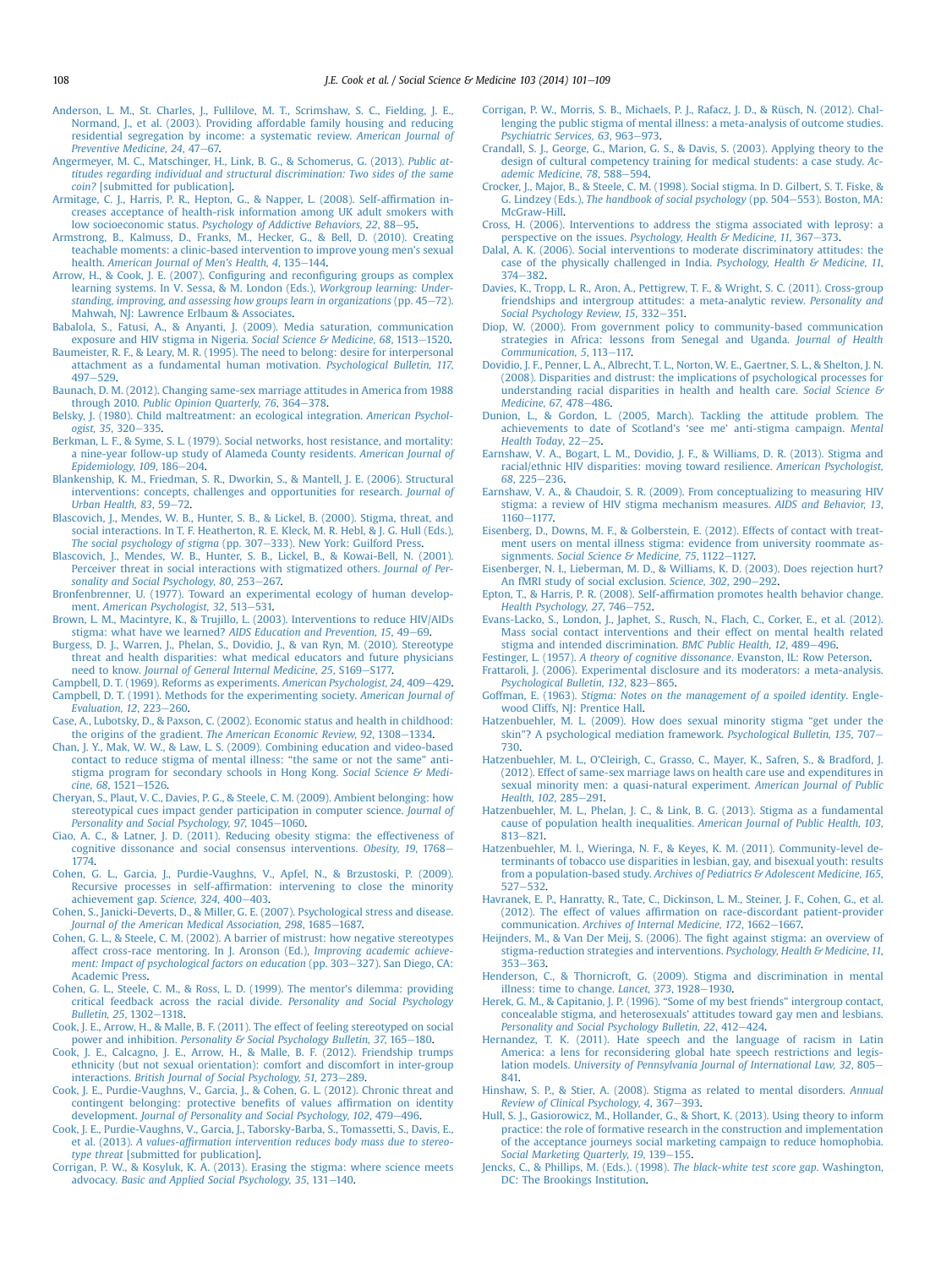Anderson, L. M., St. Charles, J., Fullilove, M. T., Scrimshaw, S. C., Fielding, J. E., Normand, J., et al. (2003). Providing affordable family housing and reducing residential segregation by income: a systematic review. *American Journal of Preventive Medicine, 24*, 47–67.

Angermeyer, M. C., Matschinger, H., Link, B. G., & Schomerus, G. (2013). *Public attitudes regarding individual and structural discrimination: Two sides of the same coin?* [submitted for publication].

Armitage, C. J., Harris, P. R., Hepton, G., & Napper, L. (2008). Self-affirmation increases acceptance of health-risk information among UK adult smokers with low socioeconomic status. *Psychology of Addictive Behaviors, 22*, 88–95.

Armstrong, B., Kalmuss, D., Franks, M., Hecker, G., & Bell, D. (2010). Creating teachable moments: a clinic-based intervention to improve young men's sexual health. *American Journal of Men's Health, 4*, 135–144.

Arrow, H., & Cook, J. E. (2007). Configuring and reconfiguring groups as complex learning systems. In V. Sessa, & M. London (Eds.), *Workgroup learning: Understanding, improving, and assessing how groups learn in organizations* (pp. 45–72). Mahwah, NJ: Lawrence Erlbaum & Associates.

Babalola, S., Fatusi, A., & Anyanti, J. (2009). Media saturation, communication exposure and HIV stigma in Nigeria. *Social Science & Medicine, 68*, 1513–1520.

Baumeister, R. F., & Leary, M. R. (1995). The need to belong: desire for interpersonal attachment as a fundamental human motivation. *Psychological Bulletin, 117*, 497–529.

Baunach, D. M. (2012). Changing same-sex marriage attitudes in America from 1988 through 2010. *Public Opinion Quarterly, 76*, 364–378.

Belsky, J. (1980). Child maltreatment: an ecological integration. *American Psychologist, 35*, 320–335.

Berkman, L. F., & Syme, S. L. (1979). Social networks, host resistance, and mortality: a nine-year follow-up study of Alameda County residents. *American Journal of Epidemiology, 109*, 186–204.

Blankenship, K. M., Friedman, S. R., Dworkin, S., & Mantell, J. E. (2006). Structural interventions: concepts, challenges and opportunities for research. *Journal of Urban Health, 83*, 59–72.

Blascovich, J., Mendes, W. B., Hunter, S. B., & Lickel, B. (2000). Stigma, threat, and social interactions. In T. F. Heatherton, R. E. Kleck, M. R. Hebl, & J. G. Hull (Eds.), *The social psychology of stigma* (pp. 307–333). New York: Guilford Press.

Blascovich, J., Mendes, W. B., Hunter, S. B., Lickel, B., & Kowai-Bell, N. (2001). Perceiver threat in social interactions with stigmatized others. *Journal of Personality and Social Psychology, 80*, 253–267.

Bronfenbrenner, U. (1977). Toward an experimental ecology of human development. *American Psychologist, 32*, 513–531.

Brown, L. M., Macintyre, K., & Trujillo, L. (2003). Interventions to reduce HIV/AIDs stigma: what have we learned? *AIDS Education and Prevention, 15*, 49–69.

Burgess, D. J., Warren, J., Phelan, S., Dovidio, J., & van Ryn, M. (2010). Stereotype threat and health disparities: what medical educators and future physicians need to know. *Journal of General Internal Medicine, 25*, S169–S177.

Campbell, D. T. (1969). Reforms as experiments. *American Psychologist, 24*, 409–429.

Campbell, D. T. (1991). Methods for the experimenting society. *American Journal of Evaluation, 12*, 223–260.

Case, A., Lubotsky, D., & Paxson, C. (2002). Economic status and health in childhood: the origins of the gradient. *The American Economic Review, 92*, 1308–1334.

Chan, J. Y., Mak, W. W., & Law, L. S. (2009). Combining education and video-based contact to reduce stigma of mental illness: "The same or not the same" antistigma program for secondary schools in Hong Kong. *Social Science & Medicine, 68*, 1521–1526.

Cheryan, S., Plaut, V. C., Davies, P. G., & Steele, C. M. (2009). Ambient belonging: how stereotypical cues impact gender participation in computer science. *Journal of Personality and Social Psychology, 97*, 1045–1060.

Ciao, A. C., & Latner, J. D. (2011). Reducing obesity stigma: the effectiveness of cognitive dissonance and social consensus interventions. *Obesity, 19*, 1768–1774.

Cohen, G. L., Garcia, J., Purdie-Vaughns, V., Apfel, N., & Brzustoski, P. (2009). Recursive processes in self-affirmation: intervening to close the minority achievement gap. *Science, 324*, 400–403.

Cohen, S., Janicki-Deverts, D., & Miller, G. E. (2007). Psychological stress and disease. *Journal of the American Medical Association, 298*, 1685–1687.

Cohen, G. L., & Steele, C. M. (2002). A barrier of mistrust: how negative stereotypes affect cross-race mentoring. In J. Aronson (Ed.), *Improving academic achievement: Impact of psychological factors on education* (pp. 303–327). San Diego, CA: Academic Press.

Cohen, G. L., Steele, C. M., & Ross, L. D. (1999). The mentor's dilemma: providing critical feedback across the racial divide. *Personality and Social Psychology Bulletin, 25*, 1302–1318.

Cook, J. E., Arrow, H., & Malle, B. F. (2011). The effect of feeling stereotyped on social power and inhibition. *Personality & Social Psychology Bulletin, 37*, 165–180.

Cook, J. E., Calcagno, J. E., Arrow, H., & Malle, B. F. (2012). Friendship trumps ethnicity (but not sexual orientation): comfort and discomfort in inter-group interactions. *British Journal of Social Psychology, 51*, 273–289.

Cook, J. E., Purdie-Vaughns, V., Garcia, J., & Cohen, G. L. (2012). Chronic threat and contingent belonging: protective benefits of values affirmation on identity development. *Journal of Personality and Social Psychology, 102*, 479–496.

Cook, J. E., Purdie-Vaughns, V., Garcia, J., Taborsky-Barba, S., Tomassetti, S., Davis, E., et al. (2013). *A values-affirmation intervention reduces body mass due to stereotype threat* [submitted for publication].

Corrigan, P. W., & Kosyluk, K. A. (2013). Erasing the stigma: where science meets advocacy. *Basic and Applied Social Psychology, 35*, 131–140.

Corrigan, P. W., Morris, S. B., Michaels, P. J., Rafacz, J. D., & Rüsch, N. (2012). Challenging the public stigma of mental illness: a meta-analysis of outcome studies. *Psychiatric Services, 63*, 963–973.

Crandall, S. J., George, G., Marion, G. S., & Davis, S. (2003). Applying theory to the design of cultural competency training for medical students: a case study. *Academic Medicine, 78*, 588–594.

Crocker, J., Major, B., & Steele, C. M. (1998). Social stigma. In D. Gilbert, S. T. Fiske, & G. Lindzey (Eds.), *The handbook of social psychology* (pp. 504–553). Boston, MA: McGraw-Hill.

Cross, H. (2006). Interventions to address the stigma associated with leprosy: a perspective on the issues. *Psychology, Health & Medicine, 11*, 367–373.

Dalal, A. K. (2006). Social interventions to moderate discriminatory attitudes: the case of the physically challenged in India. *Psychology, Health & Medicine, 11*, 374–382.

Davies, K., Tropp, L. R., Aron, A., Pettigrew, T. F., & Wright, S. C. (2011). Cross-group friendships and intergroup attitudes: a meta-analytic review. *Personality and Social Psychology Review, 15*, 332–351.

Diop, W. (2000). From government policy to community-based communication strategies in Africa: lessons from Senegal and Uganda. *Journal of Health Communication, 5*, 113–117.

Dovidio, J. F., Penner, L. A., Albrecht, T. L., Norton, W. E., Gaertner, S. L., & Shelton, J. N. (2008). Disparities and distrust: the implications of psychological processes for understanding racial disparities in health and health care. *Social Science & Medicine, 67*, 478–486.

Dunion, L., & Gordon, L. (2005, March). Tackling the attitude problem. The achievements to date of Scotland's 'see me' anti-stigma campaign. *Mental Health Today*, 22–25.

Earnshaw, V. A., Bogart, L. M., Dovidio, J. F., & Williams, D. R. (2013). Stigma and racial/ethnic HIV disparities: moving toward resilience. *American Psychologist, 68*, 225–236.

Earnshaw, V. A., & Chaudoir, S. R. (2009). From conceptualizing to measuring HIV stigma: a review of HIV stigma mechanism measures. *AIDS and Behavior, 13*, 1160–1177.

Eisenberg, D., Downs, M. F., & Golberstein, E. (2012). Effects of contact with treatment users on mental illness stigma: evidence from university roommate assignments. *Social Science & Medicine, 75*, 1122–1127.

Eisenberger, N. I., Lieberman, M. D., & Williams, K. D. (2003). Does rejection hurt? An fMRI study of social exclusion. *Science, 302*, 290–292.

Epton, T., & Harris, P. R. (2008). Self-affirmation promotes health behavior change. *Health Psychology, 27*, 746–752.

Evans-Lacko, S., London, J., Japhet, S., Rusch, N., Flach, C., Corker, E., et al. (2012). Mass social contact interventions and their effect on mental health related stigma and intended discrimination. *BMC Public Health, 12*, 489–496.

Festinger, L. (1957). *A theory of cognitive dissonance*. Evanston, IL: Row Peterson.

Frattaroli, J. (2006). Experimental disclosure and its moderators: a meta-analysis. *Psychological Bulletin, 132*, 823–865.

Goffman, E. (1963). *Stigma: Notes on the management of a spoiled identity*. Englewood Cliffs, NJ: Prentice Hall.

Hatzenbuehler, M. L. (2009). How does sexual minority stigma "get under the skin"? A psychological mediation framework. *Psychological Bulletin, 135*, 707–730.

Hatzenbuehler, M. L., O'Cleirigh, C., Grasso, C., Mayer, K., Safren, S., & Bradford, J. (2012). Effect of same-sex marriage laws on health care use and expenditures in sexual minority men: a quasi-natural experiment. *American Journal of Public Health, 102*, 285–291.

Hatzenbuehler, M. L., Phelan, J. C., & Link, B. G. (2013). Stigma as a fundamental cause of population health inequalities. *American Journal of Public Health, 103*, 813–821.

Hatzenbuehler, M. l., Wieringa, N. F., & Keyes, K. M. (2011). Community-level determinants of tobacco use disparities in lesbian, gay, and bisexual youth: results from a population-based study. *Archives of Pediatrics & Adolescent Medicine, 165*, 527–532.

Havranek, E. P., Hanratty, R., Tate, C., Dickinson, L. M., Steiner, J. F., Cohen, G., et al. (2012). The effect of values affirmation on race-discordant patient-provider communication. *Archives of Internal Medicine, 172*, 1662–1667.

Heijnders, M., & Van Der Meij, S. (2006). The fight against stigma: an overview of stigma-reduction strategies and interventions. *Psychology, Health & Medicine, 11*, 353–363.

Henderson, C., & Thornicroft, G. (2009). Stigma and discrimination in mental illness: time to change. *Lancet, 373*, 1928–1930.

Herek, G. M., & Capitanio, J. P. (1996). "Some of my best friends" intergroup contact, concealable stigma, and heterosexuals' attitudes toward gay men and lesbians. *Personality and Social Psychology Bulletin, 22*, 412–424.

Hernandez, T. K. (2011). Hate speech and the language of racism in Latin America: a lens for reconsidering global hate speech restrictions and legislation models. *University of Pennsylvania Journal of International Law, 32*, 805–841.

Hinshaw, S. P., & Stier, A. (2008). Stigma as related to mental disorders. *Annual Review of Clinical Psychology, 4*, 367–393.

Hull, S. J., Gasiorowicz, M., Hollander, G., & Short, K. (2013). Using theory to inform practice: the role of formative research in the construction and implementation of the acceptance journeys social marketing campaign to reduce homophobia. *Social Marketing Quarterly, 19*, 139–155.

Jencks, C., & Phillips, M. (Eds.). (1998). *The black-white test score gap*. Washington, DC: The Brookings Institution.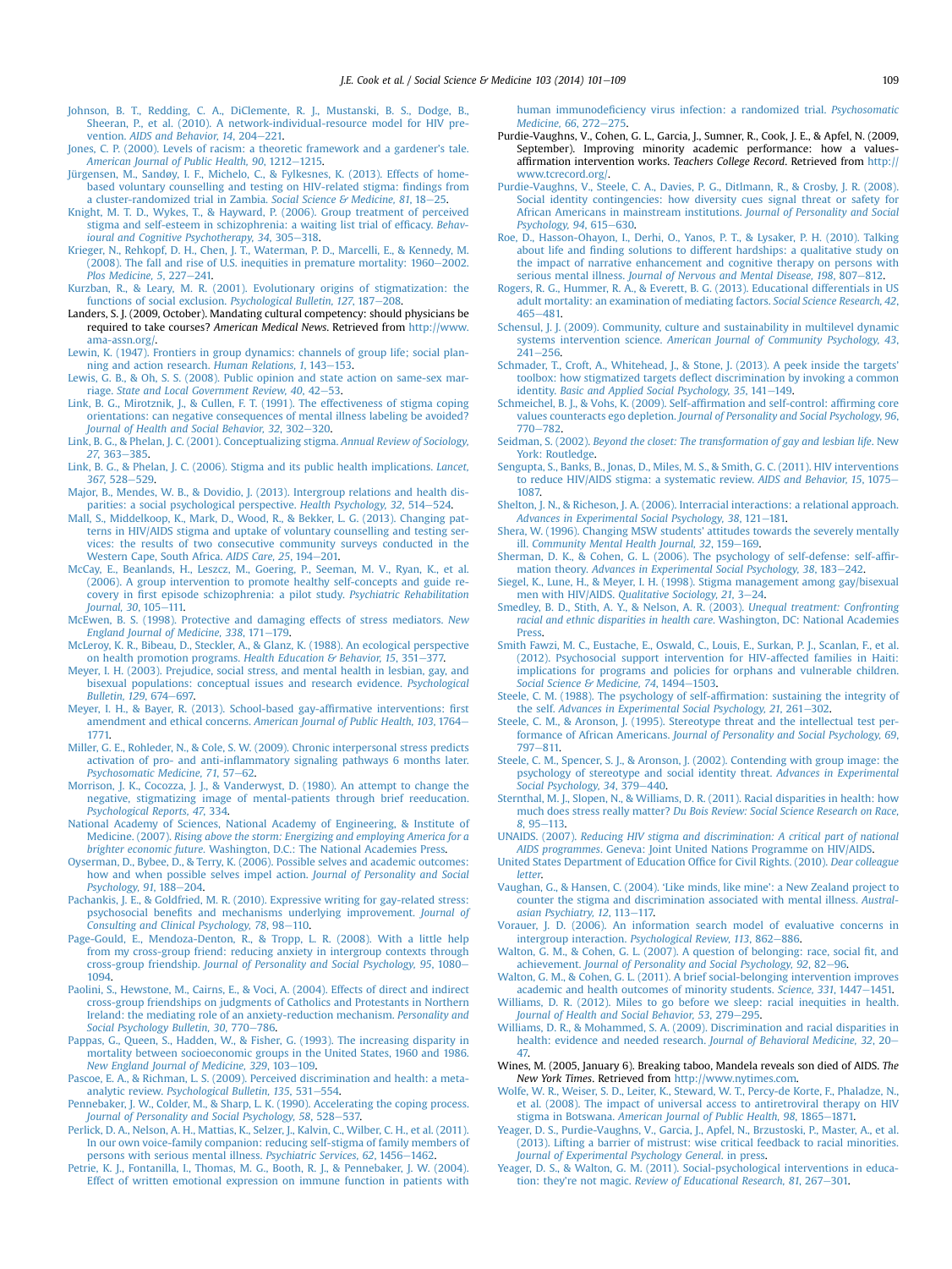Johnson, B. T., Redding, C. A., DiClemente, R. J., Mustanski, B. S., Dodge, B., Sheeran, P., et al. (2010). A network-individual-resource model for HIV prevention. *AIDS and Behavior, 14*, 204–221.

Jones, C. P. (2000). Levels of racism: a theoretic framework and a gardener's tale. *American Journal of Public Health, 90*, 1212–1215.

Jürgensen, M., Sandøy, I. F., Michelo, C., & Fylkesnes, K. (2013). Effects of home-based voluntary counselling and testing on HIV-related stigma: findings from a cluster-randomized trial in Zambia. *Social Science & Medicine, 81*, 18–25.

Knight, M. T. D., Wykes, T., & Hayward, P. (2006). Group treatment of perceived stigma and self-esteem in schizophrenia: a waiting list trial of efficacy. *Behavioural and Cognitive Psychotherapy, 34*, 305–318.

Krieger, N., Rehkopf, D. H., Chen, J. T., Waterman, P. D., Marcelli, E., & Kennedy, M. (2008). The fall and rise of U.S. inequities in premature mortality: 1960–2002. *Plos Medicine, 5*, 227–241.

Kurzban, R., & Leary, M. R. (2001). Evolutionary origins of stigmatization: the functions of social exclusion. *Psychological Bulletin, 127*, 187–208.

Landers, S. J. (2009, October). Mandating cultural competency: should physicians be required to take courses? *American Medical News*. Retrieved from http://www.ama-assn.org/.

Lewin, K. (1947). Frontiers in group dynamics: channels of group life; social planning and action research. *Human Relations, 1*, 143–153.

Lewis, G. B., & Oh, S. S. (2008). Public opinion and state action on same-sex marriage. *State and Local Government Review, 40*, 42–53.

Link, B. G., Mirotznik, J., & Cullen, F. T. (1991). The effectiveness of stigma coping orientations: can negative consequences of mental illness labeling be avoided? *Journal of Health and Social Behavior, 32*, 302–320.

Link, B. G., & Phelan, J. C. (2001). Conceptualizing stigma. *Annual Review of Sociology, 27*, 363–385.

Link, B. G., & Phelan, J. C. (2006). Stigma and its public health implications. *Lancet, 367*, 528–529.

Major, B., Mendes, W. B., & Dovidio, J. (2013). Intergroup relations and health disparities: a social psychological perspective. *Health Psychology, 32*, 514–524.

Mall, S., Middelkoop, K., Mark, D., Wood, R., & Bekker, L. G. (2013). Changing patterns in HIV/AIDS stigma and uptake of voluntary counselling and testing services: the results of two consecutive community surveys conducted in the Western Cape, South Africa. *AIDS Care, 25*, 194–201.

McCay, E., Beanlands, H., Leszcz, M., Goering, P., Seeman, M. V., Ryan, K., et al. (2006). A group intervention to promote healthy self-concepts and guide recovery in first episode schizophrenia: a pilot study. *Psychiatric Rehabilitation Journal, 30*, 105–111.

McEwen, B. S. (1998). Protective and damaging effects of stress mediators. *New England Journal of Medicine, 338*, 171–179.

McLeroy, K. R., Bibeau, D., Steckler, A., & Glanz, K. (1988). An ecological perspective on health promotion programs. *Health Education & Behavior, 15*, 351–377.

Meyer, I. H. (2003). Prejudice, social stress, and mental health in lesbian, gay, and bisexual populations: conceptual issues and research evidence. *Psychological Bulletin, 129*, 674–697.

Meyer, I. H., & Bayer, R. (2013). School-based gay-affirmative interventions: first amendment and ethical concerns. *American Journal of Public Health, 103*, 1764–1771.

Miller, G. E., Rohleder, N., & Cole, S. W. (2009). Chronic interpersonal stress predicts activation of pro- and anti-inflammatory signaling pathways 6 months later. *Psychosomatic Medicine, 71*, 57–62.

Morrison, J. K., Cocozza, J. J., & Vanderwyst, D. (1980). An attempt to change the negative, stigmatizing image of mental-patients through brief reeducation. *Psychological Reports, 47*, 334.

National Academy of Sciences, National Academy of Engineering, & Institute of Medicine. (2007). *Rising above the storm: Energizing and employing America for a brighter economic future*. Washington, D.C.: The National Academies Press.

Oyserman, D., Bybee, D., & Terry, K. (2006). Possible selves and academic outcomes: how and when possible selves impel action. *Journal of Personality and Social Psychology, 91*, 188–204.

Pachankis, J. E., & Goldfried, M. R. (2010). Expressive writing for gay-related stress: psychosocial benefits and mechanisms underlying improvement. *Journal of Consulting and Clinical Psychology, 78*, 98–110.

Page-Gould, E., Mendoza-Denton, R., & Tropp, L. R. (2008). With a little help from my cross-group friend: reducing anxiety in intergroup contexts through cross-group friendship. *Journal of Personality and Social Psychology, 95*, 1080–1094.

Paolini, S., Hewstone, M., Cairns, E., & Voci, A. (2004). Effects of direct and indirect cross-group friendships on judgments of Catholics and Protestants in Northern Ireland: the mediating role of an anxiety-reduction mechanism. *Personality and Social Psychology Bulletin, 30*, 770–786.

Pappas, G., Queen, S., Hadden, W., & Fisher, G. (1993). The increasing disparity in mortality between socioeconomic groups in the United States, 1960 and 1986. *New England Journal of Medicine, 329*, 103–109.

Pascoe, E. A., & Richman, L. S. (2009). Perceived discrimination and health: a meta-analytic review. *Psychological Bulletin, 135*, 531–554.

Pennebaker, J. W., Colder, M., & Sharp, L. K. (1990). Accelerating the coping process. *Journal of Personality and Social Psychology, 58*, 528–537.

Perlick, D. A., Nelson, A. H., Mattias, K., Selzer, J., Kalvin, C., Wilber, C. H., et al. (2011). In our own voice-family companion: reducing self-stigma of family members of persons with serious mental illness. *Psychiatric Services, 62*, 1456–1462.

Petrie, K. J., Fontanilla, I., Thomas, M. G., Booth, R. J., & Pennebaker, J. W. (2004). Effect of written emotional expression on immune function in patients with human immunodeficiency virus infection: a randomized trial. *Psychosomatic Medicine, 66*, 272–275.

Purdie-Vaughns, V., Cohen, G. L., Garcia, J., Sumner, R., Cook, J. E., & Apfel, N. (2009, September). Improving minority academic performance: how a values-affirmation intervention works. *Teachers College Record*. Retrieved from http://www.tcrecord.org/.

Purdie-Vaughns, V., Steele, C. A., Davies, P. G., Ditlmann, R., & Crosby, J. R. (2008). Social identity contingencies: how diversity cues signal threat or safety for African Americans in mainstream institutions. *Journal of Personality and Social Psychology, 94*, 615–630.

Roe, D., Hasson-Ohayon, I., Derhi, O., Yanos, P. T., & Lysaker, P. H. (2010). Talking about life and finding solutions to different hardships: a qualitative study on the impact of narrative enhancement and cognitive therapy on persons with serious mental illness. *Journal of Nervous and Mental Disease, 198*, 807–812.

Rogers, R. G., Hummer, R. A., & Everett, B. G. (2013). Educational differentials in US adult mortality: an examination of mediating factors. *Social Science Research, 42*, 465–481.

Schensul, J. J. (2009). Community, culture and sustainability in multilevel dynamic systems intervention science. *American Journal of Community Psychology, 43*, 241–256.

Schmader, T., Croft, A., Whitehead, J., & Stone, J. (2013). A peek inside the targets' toolbox: how stigmatized targets deflect discrimination by invoking a common identity. *Basic and Applied Social Psychology, 35*, 141–149.

Schmeichel, B. J., & Vohs, K. (2009). Self-affirmation and self-control: affirming core values counteracts ego depletion. *Journal of Personality and Social Psychology, 96*, 770–782.

Seidman, S. (2002). *Beyond the closet: The transformation of gay and lesbian life*. New York: Routledge.

Sengupta, S., Banks, B., Jonas, D., Miles, M. S., & Smith, G. C. (2011). HIV interventions to reduce HIV/AIDS stigma: a systematic review. *AIDS and Behavior, 15*, 1075–1087.

Shelton, J. N., & Richeson, J. A. (2006). Interracial interactions: a relational approach. *Advances in Experimental Social Psychology, 38*, 121–181.

Shera, W. (1996). Changing MSW students' attitudes towards the severely mentally ill. *Community Mental Health Journal, 32*, 159–169.

Sherman, D. K., & Cohen, G. L. (2006). The psychology of self-defense: self-affirmation theory. *Advances in Experimental Social Psychology, 38*, 183–242.

Siegel, K., Lune, H., & Meyer, I. H. (1998). Stigma management among gay/bisexual men with HIV/AIDS. *Qualitative Sociology, 21*, 3–24.

Smedley, B. D., Stith, A. Y., & Nelson, A. R. (2003). *Unequal treatment: Confronting racial and ethnic disparities in health care*. Washington, DC: National Academies Press.

Smith Fawzi, M. C., Eustache, E., Oswald, C., Louis, E., Surkan, P. J., Scanlan, F., et al. (2012). Psychosocial support intervention for HIV-affected families in Haiti: implications for programs and policies for orphans and vulnerable children. *Social Science & Medicine, 74*, 1494–1503.

Steele, C. M. (1988). The psychology of self-affirmation: sustaining the integrity of the self. *Advances in Experimental Social Psychology, 21*, 261–302.

Steele, C. M., & Aronson, J. (1995). Stereotype threat and the intellectual test performance of African Americans. *Journal of Personality and Social Psychology, 69*, 797–811.

Steele, C. M., Spencer, S. J., & Aronson, J. (2002). Contending with group image: the psychology of stereotype and social identity threat. *Advances in Experimental Social Psychology, 34*, 379–440.

Sternthal, M. J., Slopen, N., & Williams, D. R. (2011). Racial disparities in health: how much does stress really matter? *Du Bois Review: Social Science Research on Race, 8*, 95–113.

UNAIDS. (2007). *Reducing HIV stigma and discrimination: A critical part of national AIDS programmes*. Geneva: Joint United Nations Programme on HIV/AIDS.

United States Department of Education Office for Civil Rights. (2010). *Dear colleague letter*.

Vaughan, G., & Hansen, C. (2004). 'Like minds, like mine': a New Zealand project to counter the stigma and discrimination associated with mental illness. *Australasian Psychiatry, 12*, 113–117.

Vorauer, J. D. (2006). An information search model of evaluative concerns in intergroup interaction. *Psychological Review, 113*, 862–886.

Walton, G. M., & Cohen, G. L. (2007). A question of belonging: race, social fit, and achievement. *Journal of Personality and Social Psychology, 92*, 82–96.

Walton, G. M., & Cohen, G. L. (2011). A brief social-belonging intervention improves academic and health outcomes of minority students. *Science, 331*, 1447–1451.

Williams, D. R. (2012). Miles to go before we sleep: racial inequities in health. *Journal of Health and Social Behavior, 53*, 279–295.

Williams, D. R., & Mohammed, S. A. (2009). Discrimination and racial disparities in health: evidence and needed research. *Journal of Behavioral Medicine, 32*, 20–47.

Wines, M. (2005, January 6). Breaking taboo, Mandela reveals son died of AIDS. *The New York Times*. Retrieved from http://www.nytimes.com.

Wolfe, W. R., Weiser, S. D., Leiter, K., Steward, W. T., Percy-de Korte, F., Phaladze, N., et al. (2008). The impact of universal access to antiretroviral therapy on HIV stigma in Botswana. *American Journal of Public Health, 98*, 1865–1871.

Yeager, D. S., Purdie-Vaughns, V., Garcia, J., Apfel, N., Brzustoski, P., Master, A., et al. (2013). Lifting a barrier of mistrust: wise critical feedback to racial minorities. *Journal of Experimental Psychology General*. in press.

Yeager, D. S., & Walton, G. M. (2011). Social-psychological interventions in education: they're not magic. *Review of Educational Research, 81*, 267–301.